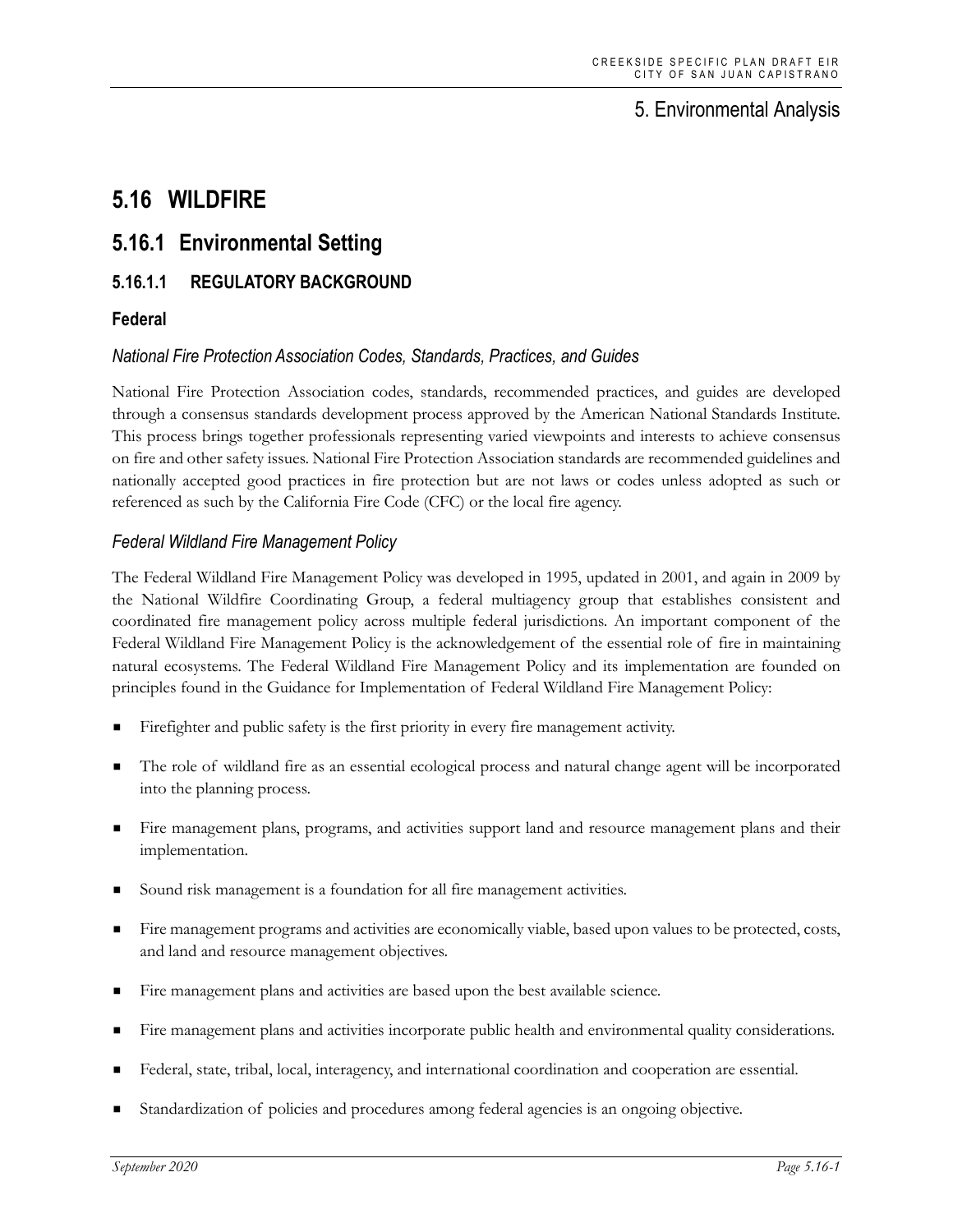# 5. Environmental Analysis

# 5.16 WILDFIRE

## 5.16.1 Environmental Setting

### 5.16.1.1 REGULATORY BACKGROUND

#### Federal

##### *National Fire Protection Association Codes, Standards, Practices, and Guides*

National Fire Protection Association codes, standards, recommended practices, and guides are developed through a consensus standards development process approved by the American National Standards Institute. This process brings together professionals representing varied viewpoints and interests to achieve consensus on fire and other safety issues. National Fire Protection Association standards are recommended guidelines and nationally accepted good practices in fire protection but are not laws or codes unless adopted as such or referenced as such by the California Fire Code (CFC) or the local fire agency.

##### *Federal Wildland Fire Management Policy*

The Federal Wildland Fire Management Policy was developed in 1995, updated in 2001, and again in 2009 by the National Wildfire Coordinating Group, a federal multiagency group that establishes consistent and coordinated fire management policy across multiple federal jurisdictions. An important component of the Federal Wildland Fire Management Policy is the acknowledgement of the essential role of fire in maintaining natural ecosystems. The Federal Wildland Fire Management Policy and its implementation are founded on principles found in the Guidance for Implementation of Federal Wildland Fire Management Policy:

- Firefighter and public safety is the first priority in every fire management activity.
- The role of wildland fire as an essential ecological process and natural change agent will be incorporated into the planning process.
- Fire management plans, programs, and activities support land and resource management plans and their implementation.
- Sound risk management is a foundation for all fire management activities.
- Fire management programs and activities are economically viable, based upon values to be protected, costs, and land and resource management objectives.
- Fire management plans and activities are based upon the best available science.
- Fire management plans and activities incorporate public health and environmental quality considerations.
- Federal, state, tribal, local, interagency, and international coordination and cooperation are essential.
- Standardization of policies and procedures among federal agencies is an ongoing objective.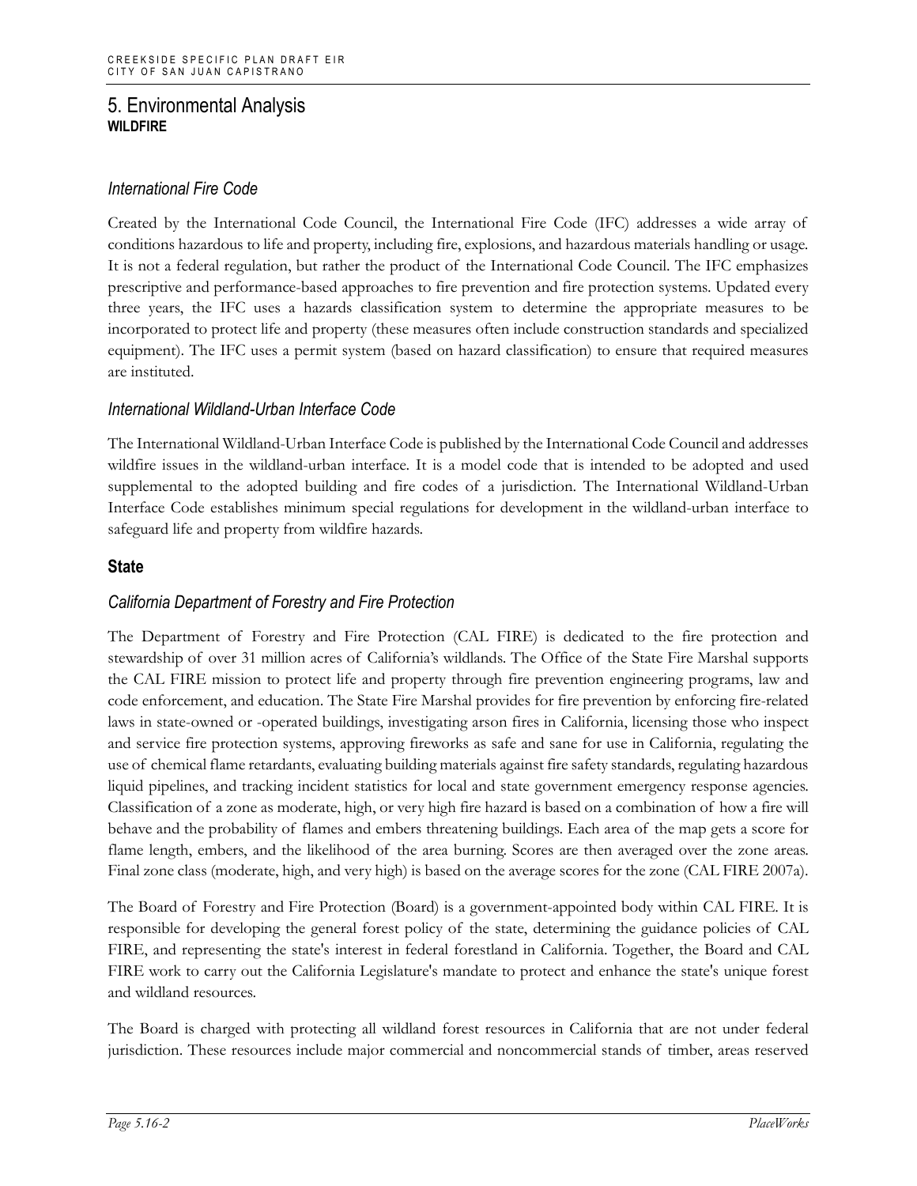### *International Fire Code*

Created by the International Code Council, the International Fire Code (IFC) addresses a wide array of conditions hazardous to life and property, including fire, explosions, and hazardous materials handling or usage. It is not a federal regulation, but rather the product of the International Code Council. The IFC emphasizes prescriptive and performance-based approaches to fire prevention and fire protection systems. Updated every three years, the IFC uses a hazards classification system to determine the appropriate measures to be incorporated to protect life and property (these measures often include construction standards and specialized equipment). The IFC uses a permit system (based on hazard classification) to ensure that required measures are instituted.

### *International Wildland-Urban Interface Code*

The International Wildland-Urban Interface Code is published by the International Code Council and addresses wildfire issues in the wildland-urban interface. It is a model code that is intended to be adopted and used supplemental to the adopted building and fire codes of a jurisdiction. The International Wildland-Urban Interface Code establishes minimum special regulations for development in the wildland-urban interface to safeguard life and property from wildfire hazards.

## State

### *California Department of Forestry and Fire Protection*

The Department of Forestry and Fire Protection (CAL FIRE) is dedicated to the fire protection and stewardship of over 31 million acres of California's wildlands. The Office of the State Fire Marshal supports the CAL FIRE mission to protect life and property through fire prevention engineering programs, law and code enforcement, and education. The State Fire Marshal provides for fire prevention by enforcing fire-related laws in state-owned or -operated buildings, investigating arson fires in California, licensing those who inspect and service fire protection systems, approving fireworks as safe and sane for use in California, regulating the use of chemical flame retardants, evaluating building materials against fire safety standards, regulating hazardous liquid pipelines, and tracking incident statistics for local and state government emergency response agencies. Classification of a zone as moderate, high, or very high fire hazard is based on a combination of how a fire will behave and the probability of flames and embers threatening buildings. Each area of the map gets a score for flame length, embers, and the likelihood of the area burning. Scores are then averaged over the zone areas. Final zone class (moderate, high, and very high) is based on the average scores for the zone (CAL FIRE 2007a).

The Board of Forestry and Fire Protection (Board) is a government-appointed body within CAL FIRE. It is responsible for developing the general forest policy of the state, determining the guidance policies of CAL FIRE, and representing the state's interest in federal forestland in California. Together, the Board and CAL FIRE work to carry out the California Legislature's mandate to protect and enhance the state's unique forest and wildland resources.

The Board is charged with protecting all wildland forest resources in California that are not under federal jurisdiction. These resources include major commercial and noncommercial stands of timber, areas reserved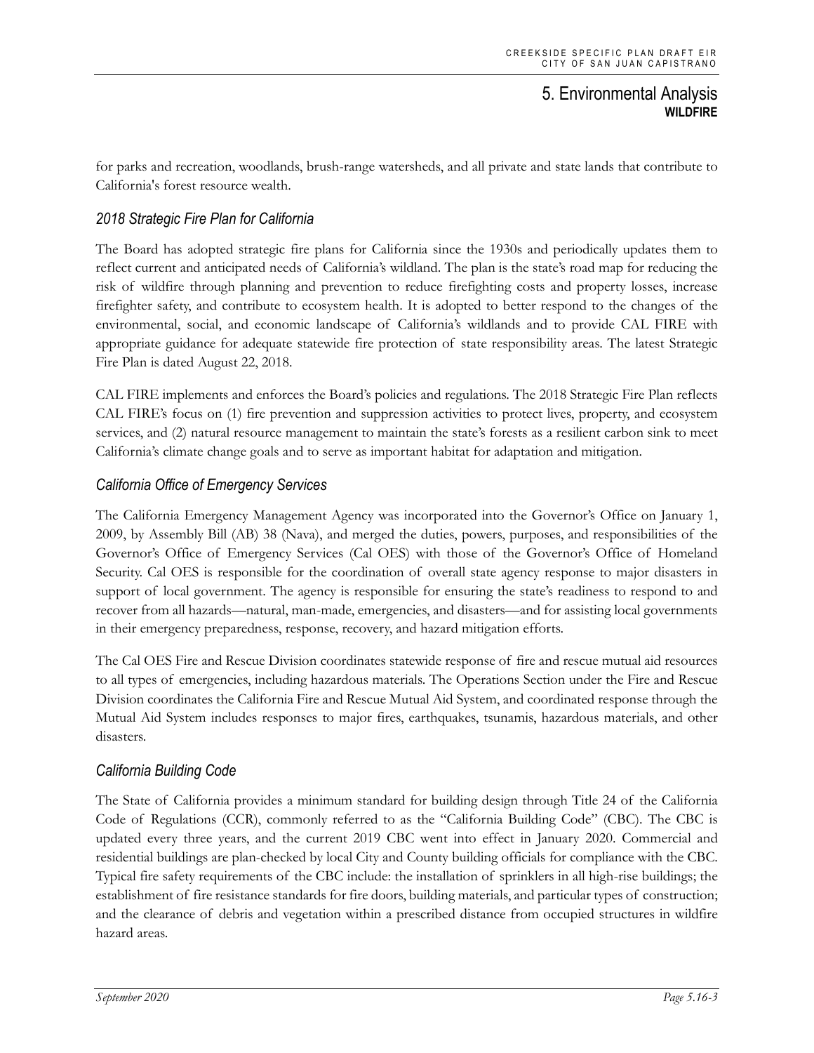for parks and recreation, woodlands, brush-range watersheds, and all private and state lands that contribute to California's forest resource wealth.

### *2018 Strategic Fire Plan for California*

The Board has adopted strategic fire plans for California since the 1930s and periodically updates them to reflect current and anticipated needs of California's wildland. The plan is the state's road map for reducing the risk of wildfire through planning and prevention to reduce firefighting costs and property losses, increase firefighter safety, and contribute to ecosystem health. It is adopted to better respond to the changes of the environmental, social, and economic landscape of California's wildlands and to provide CAL FIRE with appropriate guidance for adequate statewide fire protection of state responsibility areas. The latest Strategic Fire Plan is dated August 22, 2018.

CAL FIRE implements and enforces the Board's policies and regulations. The 2018 Strategic Fire Plan reflects CAL FIRE's focus on (1) fire prevention and suppression activities to protect lives, property, and ecosystem services, and (2) natural resource management to maintain the state's forests as a resilient carbon sink to meet California's climate change goals and to serve as important habitat for adaptation and mitigation.

### *California Office of Emergency Services*

The California Emergency Management Agency was incorporated into the Governor's Office on January 1, 2009, by Assembly Bill (AB) 38 (Nava), and merged the duties, powers, purposes, and responsibilities of the Governor's Office of Emergency Services (Cal OES) with those of the Governor's Office of Homeland Security. Cal OES is responsible for the coordination of overall state agency response to major disasters in support of local government. The agency is responsible for ensuring the state's readiness to respond to and recover from all hazards—natural, man-made, emergencies, and disasters—and for assisting local governments in their emergency preparedness, response, recovery, and hazard mitigation efforts.

The Cal OES Fire and Rescue Division coordinates statewide response of fire and rescue mutual aid resources to all types of emergencies, including hazardous materials. The Operations Section under the Fire and Rescue Division coordinates the California Fire and Rescue Mutual Aid System, and coordinated response through the Mutual Aid System includes responses to major fires, earthquakes, tsunamis, hazardous materials, and other disasters.

### *California Building Code*

The State of California provides a minimum standard for building design through Title 24 of the California Code of Regulations (CCR), commonly referred to as the "California Building Code" (CBC). The CBC is updated every three years, and the current 2019 CBC went into effect in January 2020. Commercial and residential buildings are plan-checked by local City and County building officials for compliance with the CBC. Typical fire safety requirements of the CBC include: the installation of sprinklers in all high-rise buildings; the establishment of fire resistance standards for fire doors, building materials, and particular types of construction; and the clearance of debris and vegetation within a prescribed distance from occupied structures in wildfire hazard areas.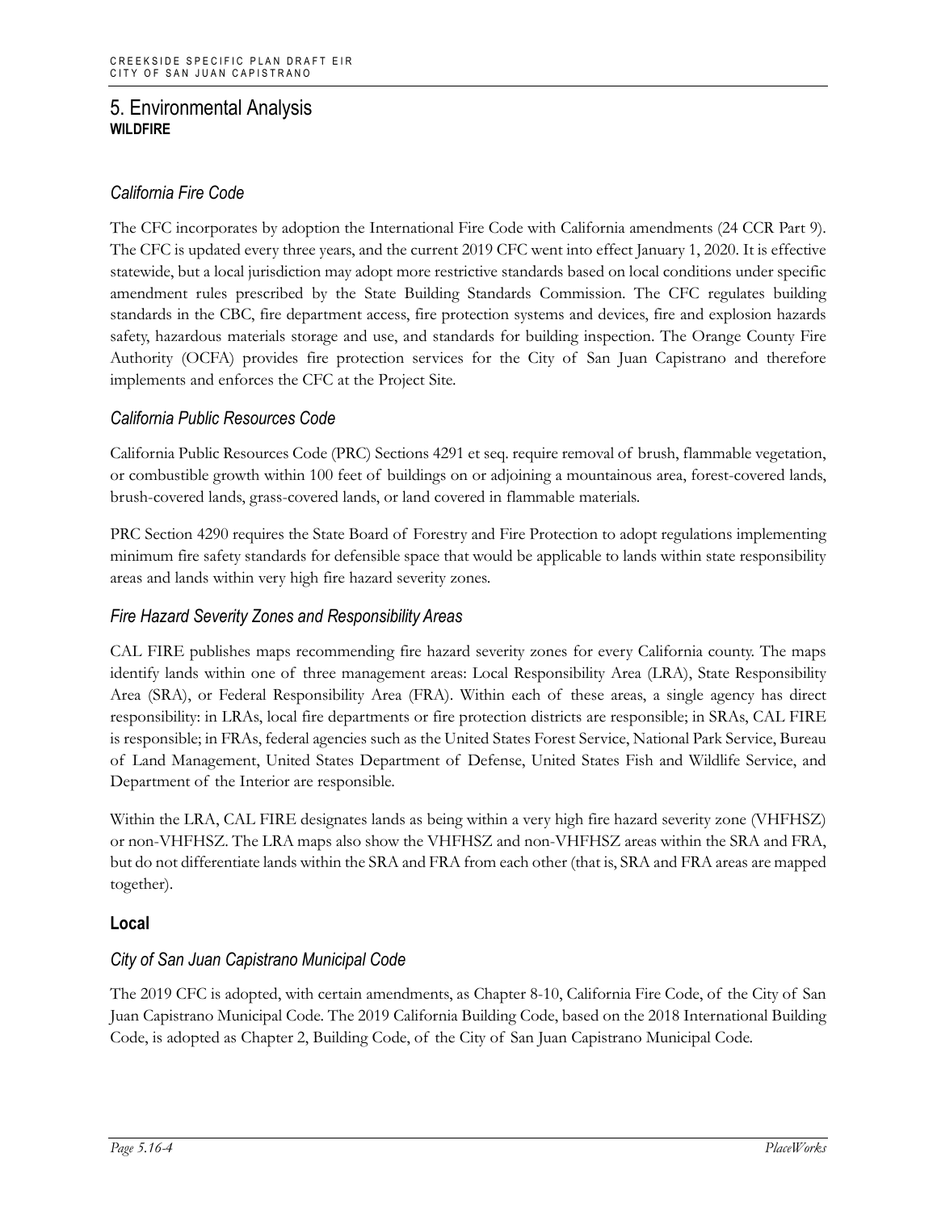# 5. Environmental Analysis

## WILDFIRE

### *California Fire Code*

The CFC incorporates by adoption the International Fire Code with California amendments (24 CCR Part 9). The CFC is updated every three years, and the current 2019 CFC went into effect January 1, 2020. It is effective statewide, but a local jurisdiction may adopt more restrictive standards based on local conditions under specific amendment rules prescribed by the State Building Standards Commission. The CFC regulates building standards in the CBC, fire department access, fire protection systems and devices, fire and explosion hazards safety, hazardous materials storage and use, and standards for building inspection. The Orange County Fire Authority (OCFA) provides fire protection services for the City of San Juan Capistrano and therefore implements and enforces the CFC at the Project Site.

### *California Public Resources Code*

California Public Resources Code (PRC) Sections 4291 et seq. require removal of brush, flammable vegetation, or combustible growth within 100 feet of buildings on or adjoining a mountainous area, forest-covered lands, brush-covered lands, grass-covered lands, or land covered in flammable materials.

PRC Section 4290 requires the State Board of Forestry and Fire Protection to adopt regulations implementing minimum fire safety standards for defensible space that would be applicable to lands within state responsibility areas and lands within very high fire hazard severity zones.

### *Fire Hazard Severity Zones and Responsibility Areas*

CAL FIRE publishes maps recommending fire hazard severity zones for every California county. The maps identify lands within one of three management areas: Local Responsibility Area (LRA), State Responsibility Area (SRA), or Federal Responsibility Area (FRA). Within each of these areas, a single agency has direct responsibility: in LRAs, local fire departments or fire protection districts are responsible; in SRAs, CAL FIRE is responsible; in FRAs, federal agencies such as the United States Forest Service, National Park Service, Bureau of Land Management, United States Department of Defense, United States Fish and Wildlife Service, and Department of the Interior are responsible.

Within the LRA, CAL FIRE designates lands as being within a very high fire hazard severity zone (VHFHSZ) or non-VHFHSZ. The LRA maps also show the VHFHSZ and non-VHFHSZ areas within the SRA and FRA, but do not differentiate lands within the SRA and FRA from each other (that is, SRA and FRA areas are mapped together).

## Local

### *City of San Juan Capistrano Municipal Code*

The 2019 CFC is adopted, with certain amendments, as Chapter 8-10, California Fire Code, of the City of San Juan Capistrano Municipal Code. The 2019 California Building Code, based on the 2018 International Building Code, is adopted as Chapter 2, Building Code, of the City of San Juan Capistrano Municipal Code.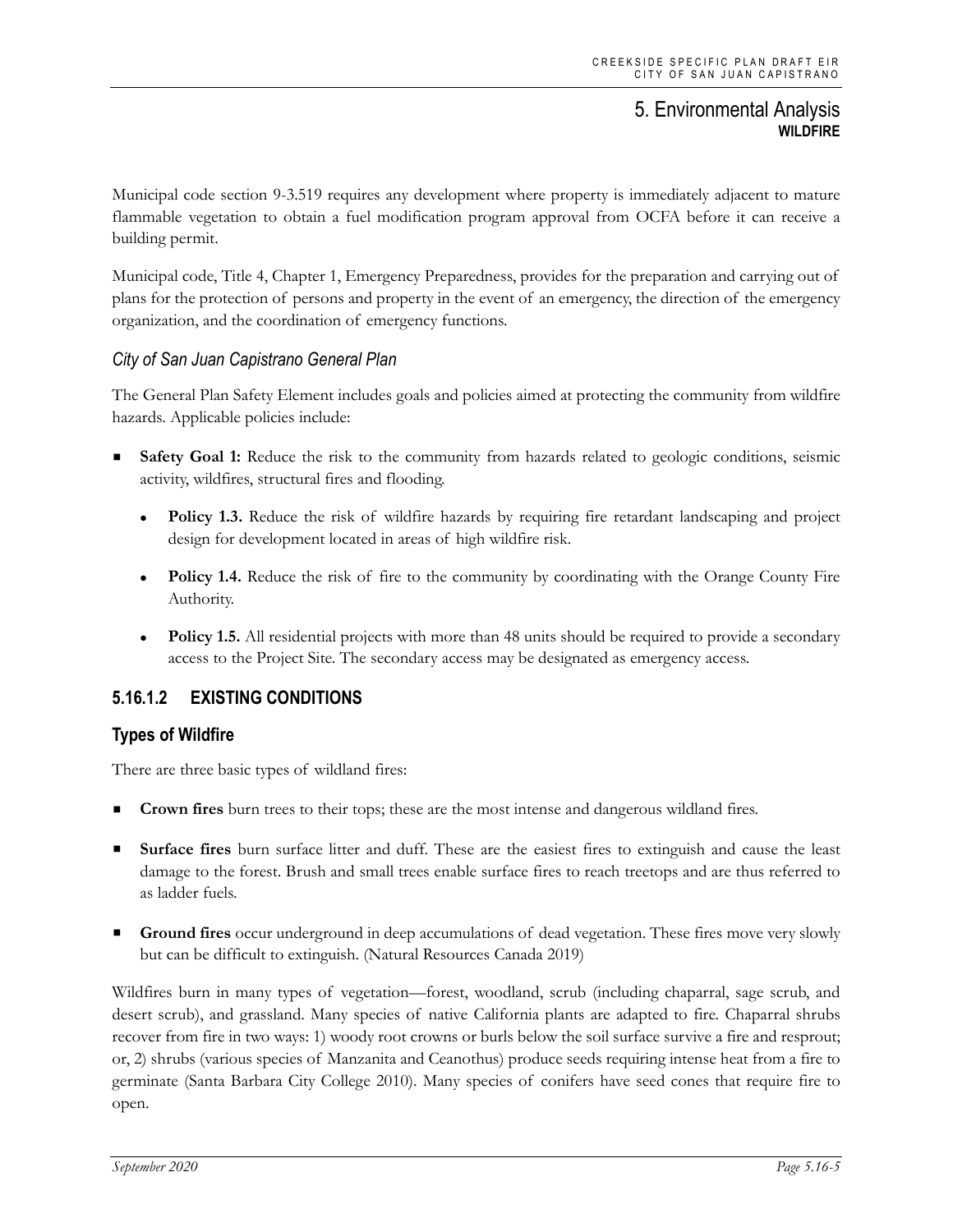Municipal code section 9-3.519 requires any development where property is immediately adjacent to mature flammable vegetation to obtain a fuel modification program approval from OCFA before it can receive a building permit.

Municipal code, Title 4, Chapter 1, Emergency Preparedness, provides for the preparation and carrying out of plans for the protection of persons and property in the event of an emergency, the direction of the emergency organization, and the coordination of emergency functions.

#### *City of San Juan Capistrano General Plan*

The General Plan Safety Element includes goals and policies aimed at protecting the community from wildfire hazards. Applicable policies include:

- **Safety Goal 1:** Reduce the risk to the community from hazards related to geologic conditions, seismic activity, wildfires, structural fires and flooding.
  - **Policy 1.3.** Reduce the risk of wildfire hazards by requiring fire retardant landscaping and project design for development located in areas of high wildfire risk.
  - **Policy 1.4.** Reduce the risk of fire to the community by coordinating with the Orange County Fire Authority.
  - **Policy 1.5.** All residential projects with more than 48 units should be required to provide a secondary access to the Project Site. The secondary access may be designated as emergency access.

### 5.16.1.2 EXISTING CONDITIONS

#### Types of Wildfire

There are three basic types of wildland fires:

- **Crown fires** burn trees to their tops; these are the most intense and dangerous wildland fires.
- **Surface fires** burn surface litter and duff. These are the easiest fires to extinguish and cause the least damage to the forest. Brush and small trees enable surface fires to reach treetops and are thus referred to as ladder fuels.
- **Ground fires** occur underground in deep accumulations of dead vegetation. These fires move very slowly but can be difficult to extinguish. (Natural Resources Canada 2019)

Wildfires burn in many types of vegetation—forest, woodland, scrub (including chaparral, sage scrub, and desert scrub), and grassland. Many species of native California plants are adapted to fire. Chaparral shrubs recover from fire in two ways: 1) woody root crowns or burls below the soil surface survive a fire and resprout; or, 2) shrubs (various species of Manzanita and Ceanothus) produce seeds requiring intense heat from a fire to germinate (Santa Barbara City College 2010). Many species of conifers have seed cones that require fire to open.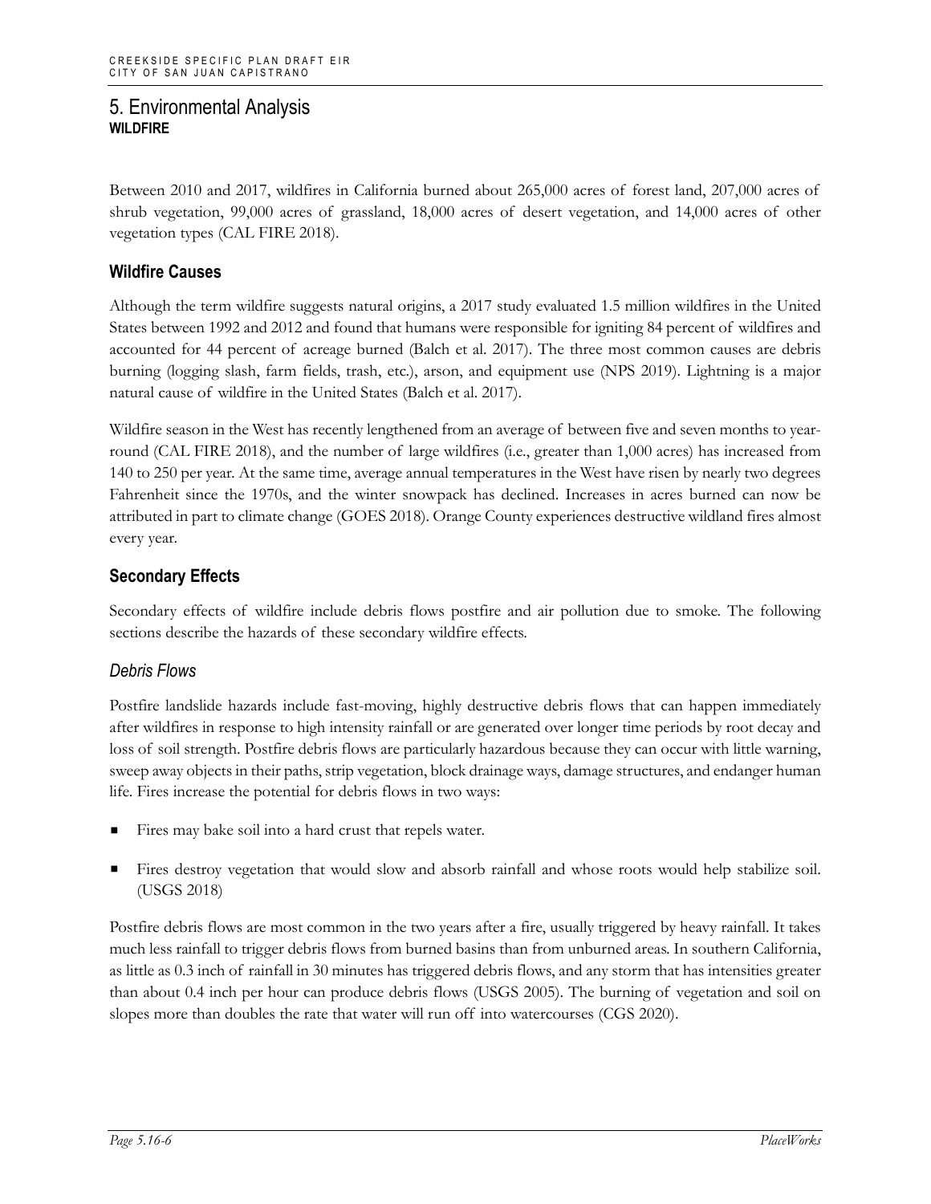Between 2010 and 2017, wildfires in California burned about 265,000 acres of forest land, 207,000 acres of shrub vegetation, 99,000 acres of grassland, 18,000 acres of desert vegetation, and 14,000 acres of other vegetation types (CAL FIRE 2018).

### Wildfire Causes

Although the term wildfire suggests natural origins, a 2017 study evaluated 1.5 million wildfires in the United States between 1992 and 2012 and found that humans were responsible for igniting 84 percent of wildfires and accounted for 44 percent of acreage burned (Balch et al. 2017). The three most common causes are debris burning (logging slash, farm fields, trash, etc.), arson, and equipment use (NPS 2019). Lightning is a major natural cause of wildfire in the United States (Balch et al. 2017).

Wildfire season in the West has recently lengthened from an average of between five and seven months to year-round (CAL FIRE 2018), and the number of large wildfires (i.e., greater than 1,000 acres) has increased from 140 to 250 per year. At the same time, average annual temperatures in the West have risen by nearly two degrees Fahrenheit since the 1970s, and the winter snowpack has declined. Increases in acres burned can now be attributed in part to climate change (GOES 2018). Orange County experiences destructive wildland fires almost every year.

### Secondary Effects

Secondary effects of wildfire include debris flows postfire and air pollution due to smoke. The following sections describe the hazards of these secondary wildfire effects.

#### *Debris Flows*

Postfire landslide hazards include fast-moving, highly destructive debris flows that can happen immediately after wildfires in response to high intensity rainfall or are generated over longer time periods by root decay and loss of soil strength. Postfire debris flows are particularly hazardous because they can occur with little warning, sweep away objects in their paths, strip vegetation, block drainage ways, damage structures, and endanger human life. Fires increase the potential for debris flows in two ways:

- Fires may bake soil into a hard crust that repels water.
- Fires destroy vegetation that would slow and absorb rainfall and whose roots would help stabilize soil. (USGS 2018)

Postfire debris flows are most common in the two years after a fire, usually triggered by heavy rainfall. It takes much less rainfall to trigger debris flows from burned basins than from unburned areas. In southern California, as little as 0.3 inch of rainfall in 30 minutes has triggered debris flows, and any storm that has intensities greater than about 0.4 inch per hour can produce debris flows (USGS 2005). The burning of vegetation and soil on slopes more than doubles the rate that water will run off into watercourses (CGS 2020).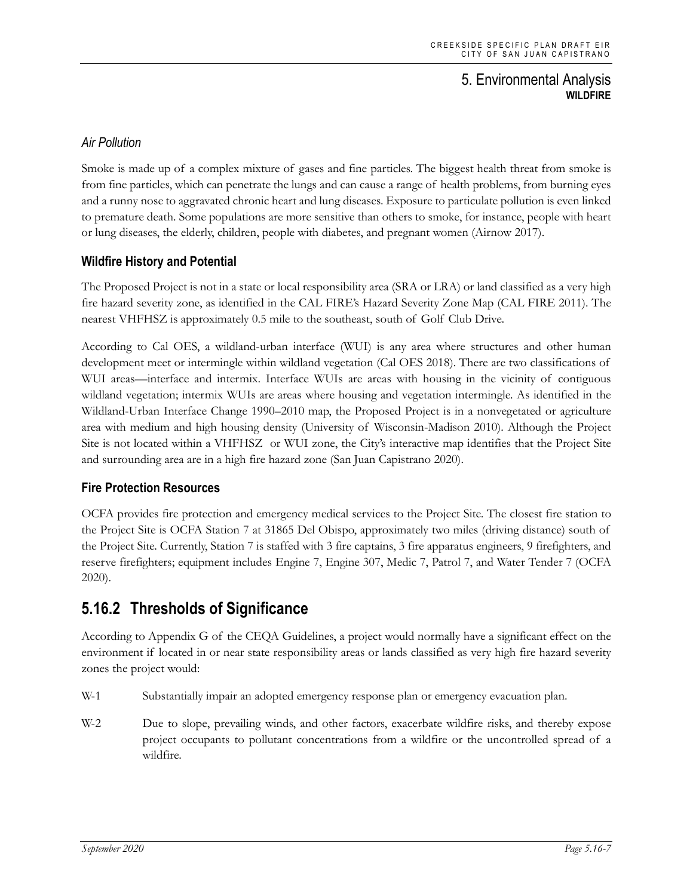### *Air Pollution*

Smoke is made up of a complex mixture of gases and fine particles. The biggest health threat from smoke is from fine particles, which can penetrate the lungs and can cause a range of health problems, from burning eyes and a runny nose to aggravated chronic heart and lung diseases. Exposure to particulate pollution is even linked to premature death. Some populations are more sensitive than others to smoke, for instance, people with heart or lung diseases, the elderly, children, people with diabetes, and pregnant women (Airnow 2017).

### Wildfire History and Potential

The Proposed Project is not in a state or local responsibility area (SRA or LRA) or land classified as a very high fire hazard severity zone, as identified in the CAL FIRE's Hazard Severity Zone Map (CAL FIRE 2011). The nearest VHFHSZ is approximately 0.5 mile to the southeast, south of Golf Club Drive.

According to Cal OES, a wildland-urban interface (WUI) is any area where structures and other human development meet or intermingle within wildland vegetation (Cal OES 2018). There are two classifications of WUI areas—interface and intermix. Interface WUIs are areas with housing in the vicinity of contiguous wildland vegetation; intermix WUIs are areas where housing and vegetation intermingle. As identified in the Wildland-Urban Interface Change 1990–2010 map, the Proposed Project is in a nonvegetated or agriculture area with medium and high housing density (University of Wisconsin-Madison 2010). Although the Project Site is not located within a VHFHSZ or WUI zone, the City's interactive map identifies that the Project Site and surrounding area are in a high fire hazard zone (San Juan Capistrano 2020).

### Fire Protection Resources

OCFA provides fire protection and emergency medical services to the Project Site. The closest fire station to the Project Site is OCFA Station 7 at 31865 Del Obispo, approximately two miles (driving distance) south of the Project Site. Currently, Station 7 is staffed with 3 fire captains, 3 fire apparatus engineers, 9 firefighters, and reserve firefighters; equipment includes Engine 7, Engine 307, Medic 7, Patrol 7, and Water Tender 7 (OCFA 2020).

## 5.16.2 Thresholds of Significance

According to Appendix G of the CEQA Guidelines, a project would normally have a significant effect on the environment if located in or near state responsibility areas or lands classified as very high fire hazard severity zones the project would:

- W-1 Substantially impair an adopted emergency response plan or emergency evacuation plan.
- W-2 Due to slope, prevailing winds, and other factors, exacerbate wildfire risks, and thereby expose project occupants to pollutant concentrations from a wildfire or the uncontrolled spread of a wildfire.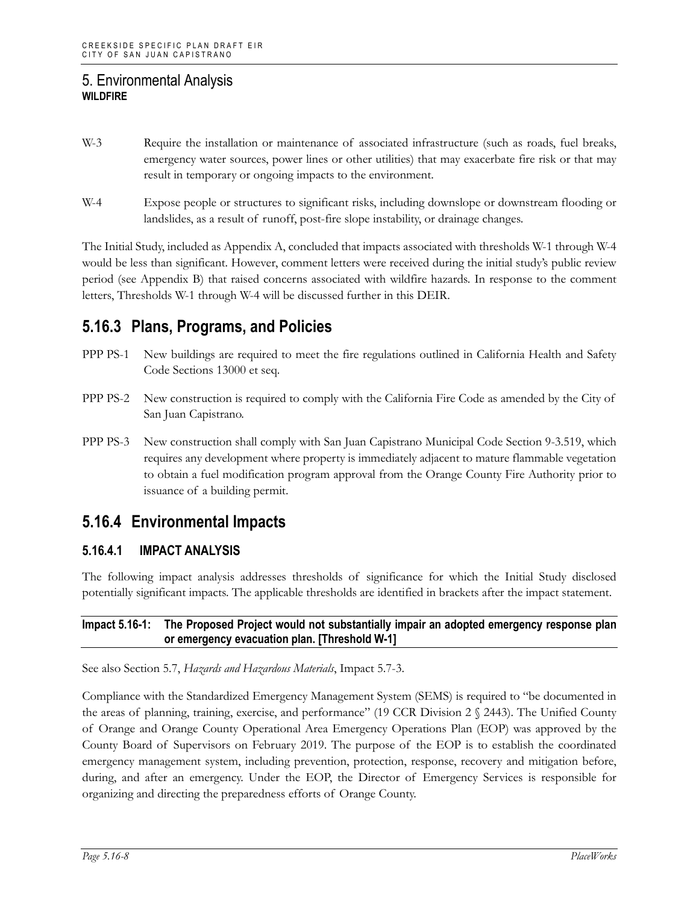## 5. Environmental Analysis
**WILDFIRE**

W-3 Require the installation or maintenance of associated infrastructure (such as roads, fuel breaks, emergency water sources, power lines or other utilities) that may exacerbate fire risk or that may result in temporary or ongoing impacts to the environment.

W-4 Expose people or structures to significant risks, including downslope or downstream flooding or landslides, as a result of runoff, post-fire slope instability, or drainage changes.

The Initial Study, included as Appendix A, concluded that impacts associated with thresholds W-1 through W-4 would be less than significant. However, comment letters were received during the initial study's public review period (see Appendix B) that raised concerns associated with wildfire hazards. In response to the comment letters, Thresholds W-1 through W-4 will be discussed further in this DEIR.

## 5.16.3 Plans, Programs, and Policies

PPP PS-1 New buildings are required to meet the fire regulations outlined in California Health and Safety Code Sections 13000 et seq.

PPP PS-2 New construction is required to comply with the California Fire Code as amended by the City of San Juan Capistrano.

PPP PS-3 New construction shall comply with San Juan Capistrano Municipal Code Section 9-3.519, which requires any development where property is immediately adjacent to mature flammable vegetation to obtain a fuel modification program approval from the Orange County Fire Authority prior to issuance of a building permit.

## 5.16.4 Environmental Impacts

### 5.16.4.1 IMPACT ANALYSIS

The following impact analysis addresses thresholds of significance for which the Initial Study disclosed potentially significant impacts. The applicable thresholds are identified in brackets after the impact statement.

**Impact 5.16-1: The Proposed Project would not substantially impair an adopted emergency response plan or emergency evacuation plan. [Threshold W-1]**

See also Section 5.7, *Hazards and Hazardous Materials*, Impact 5.7-3.

Compliance with the Standardized Emergency Management System (SEMS) is required to "be documented in the areas of planning, training, exercise, and performance" (19 CCR Division 2 § 2443). The Unified County of Orange and Orange County Operational Area Emergency Operations Plan (EOP) was approved by the County Board of Supervisors on February 2019. The purpose of the EOP is to establish the coordinated emergency management system, including prevention, protection, response, recovery and mitigation before, during, and after an emergency. Under the EOP, the Director of Emergency Services is responsible for organizing and directing the preparedness efforts of Orange County.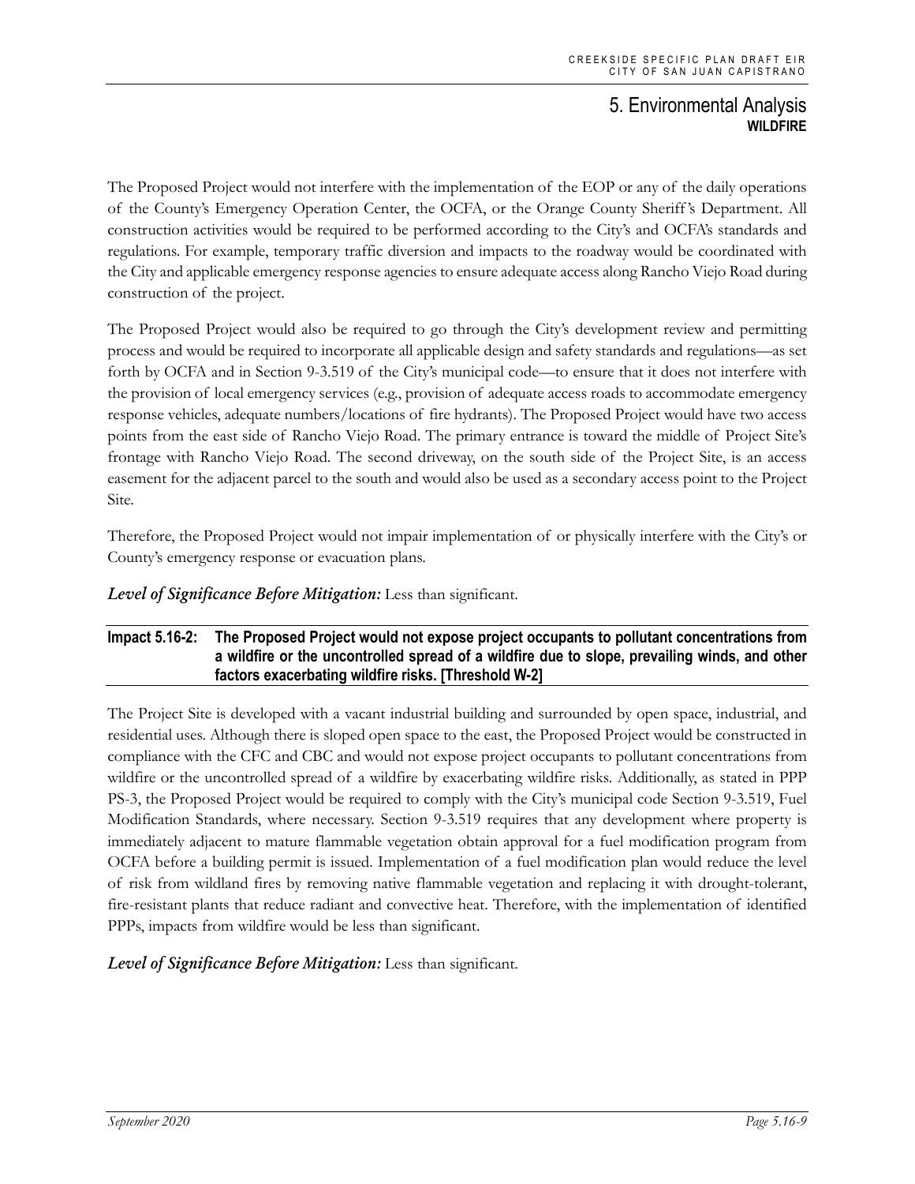The Proposed Project would not interfere with the implementation of the EOP or any of the daily operations of the County's Emergency Operation Center, the OCFA, or the Orange County Sheriff's Department. All construction activities would be required to be performed according to the City's and OCFA's standards and regulations. For example, temporary traffic diversion and impacts to the roadway would be coordinated with the City and applicable emergency response agencies to ensure adequate access along Rancho Viejo Road during construction of the project.

The Proposed Project would also be required to go through the City's development review and permitting process and would be required to incorporate all applicable design and safety standards and regulations—as set forth by OCFA and in Section 9-3.519 of the City's municipal code—to ensure that it does not interfere with the provision of local emergency services (e.g., provision of adequate access roads to accommodate emergency response vehicles, adequate numbers/locations of fire hydrants). The Proposed Project would have two access points from the east side of Rancho Viejo Road. The primary entrance is toward the middle of Project Site's frontage with Rancho Viejo Road. The second driveway, on the south side of the Project Site, is an access easement for the adjacent parcel to the south and would also be used as a secondary access point to the Project Site.

Therefore, the Proposed Project would not impair implementation of or physically interfere with the City's or County's emergency response or evacuation plans.

***Level of Significance Before Mitigation:*** Less than significant.

**Impact 5.16-2: The Proposed Project would not expose project occupants to pollutant concentrations from a wildfire or the uncontrolled spread of a wildfire due to slope, prevailing winds, and other factors exacerbating wildfire risks. [Threshold W-2]**

The Project Site is developed with a vacant industrial building and surrounded by open space, industrial, and residential uses. Although there is sloped open space to the east, the Proposed Project would be constructed in compliance with the CFC and CBC and would not expose project occupants to pollutant concentrations from wildfire or the uncontrolled spread of a wildfire by exacerbating wildfire risks. Additionally, as stated in PPP PS-3, the Proposed Project would be required to comply with the City's municipal code Section 9-3.519, Fuel Modification Standards, where necessary. Section 9-3.519 requires that any development where property is immediately adjacent to mature flammable vegetation obtain approval for a fuel modification program from OCFA before a building permit is issued. Implementation of a fuel modification plan would reduce the level of risk from wildland fires by removing native flammable vegetation and replacing it with drought-tolerant, fire-resistant plants that reduce radiant and convective heat. Therefore, with the implementation of identified PPPs, impacts from wildfire would be less than significant.

***Level of Significance Before Mitigation:*** Less than significant.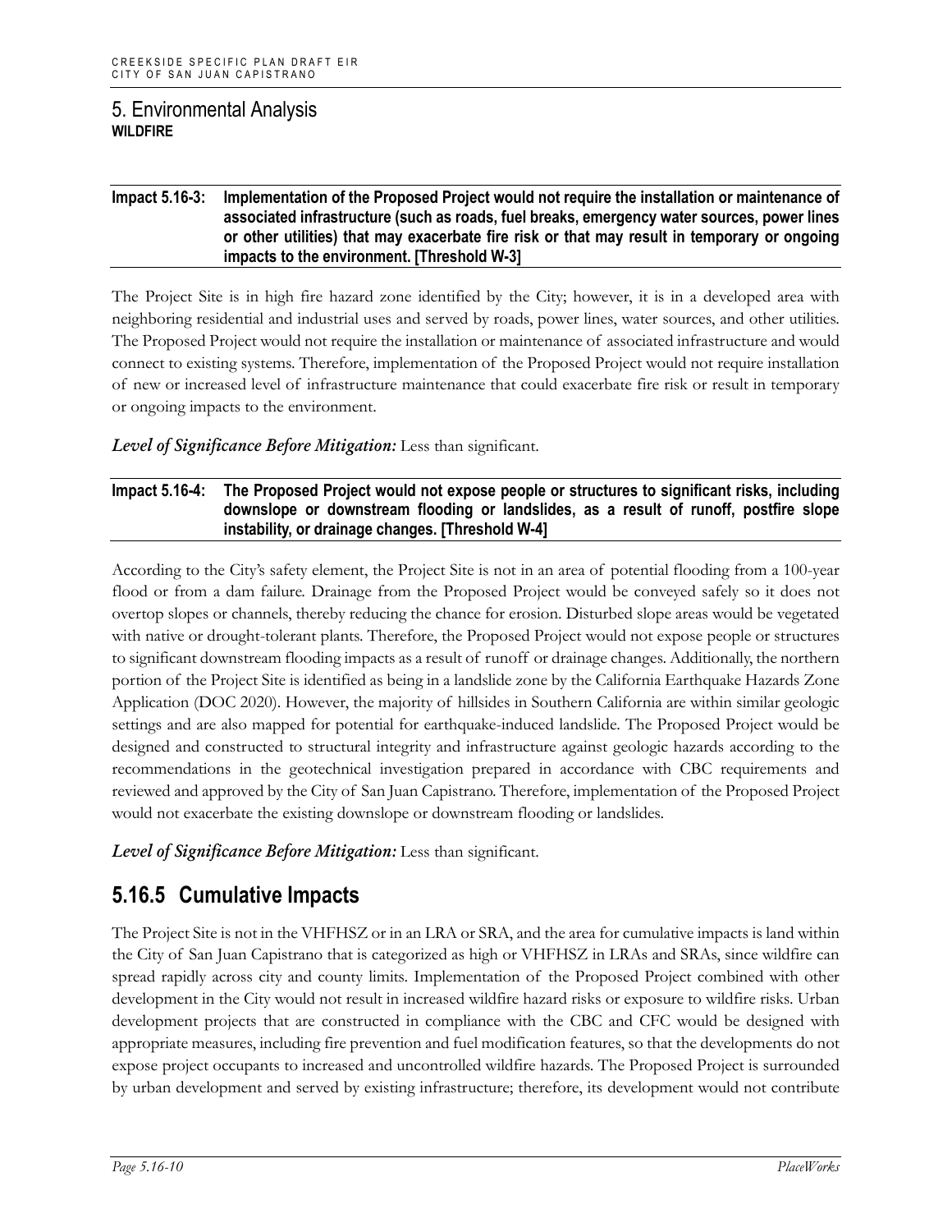**Impact 5.16-3: Implementation of the Proposed Project would not require the installation or maintenance of associated infrastructure (such as roads, fuel breaks, emergency water sources, power lines or other utilities) that may exacerbate fire risk or that may result in temporary or ongoing impacts to the environment. [Threshold W-3]**

The Project Site is in high fire hazard zone identified by the City; however, it is in a developed area with neighboring residential and industrial uses and served by roads, power lines, water sources, and other utilities. The Proposed Project would not require the installation or maintenance of associated infrastructure and would connect to existing systems. Therefore, implementation of the Proposed Project would not require installation of new or increased level of infrastructure maintenance that could exacerbate fire risk or result in temporary or ongoing impacts to the environment.

***Level of Significance Before Mitigation:*** Less than significant.

**Impact 5.16-4: The Proposed Project would not expose people or structures to significant risks, including downslope or downstream flooding or landslides, as a result of runoff, postfire slope instability, or drainage changes. [Threshold W-4]**

According to the City's safety element, the Project Site is not in an area of potential flooding from a 100-year flood or from a dam failure. Drainage from the Proposed Project would be conveyed safely so it does not overtop slopes or channels, thereby reducing the chance for erosion. Disturbed slope areas would be vegetated with native or drought-tolerant plants. Therefore, the Proposed Project would not expose people or structures to significant downstream flooding impacts as a result of runoff or drainage changes. Additionally, the northern portion of the Project Site is identified as being in a landslide zone by the California Earthquake Hazards Zone Application (DOC 2020). However, the majority of hillsides in Southern California are within similar geologic settings and are also mapped for potential for earthquake-induced landslide. The Proposed Project would be designed and constructed to structural integrity and infrastructure against geologic hazards according to the recommendations in the geotechnical investigation prepared in accordance with CBC requirements and reviewed and approved by the City of San Juan Capistrano. Therefore, implementation of the Proposed Project would not exacerbate the existing downslope or downstream flooding or landslides.

***Level of Significance Before Mitigation:*** Less than significant.

## 5.16.5 Cumulative Impacts

The Project Site is not in the VHFHSZ or in an LRA or SRA, and the area for cumulative impacts is land within the City of San Juan Capistrano that is categorized as high or VHFHSZ in LRAs and SRAs, since wildfire can spread rapidly across city and county limits. Implementation of the Proposed Project combined with other development in the City would not result in increased wildfire hazard risks or exposure to wildfire risks. Urban development projects that are constructed in compliance with the CBC and CFC would be designed with appropriate measures, including fire prevention and fuel modification features, so that the developments do not expose project occupants to increased and uncontrolled wildfire hazards. The Proposed Project is surrounded by urban development and served by existing infrastructure; therefore, its development would not contribute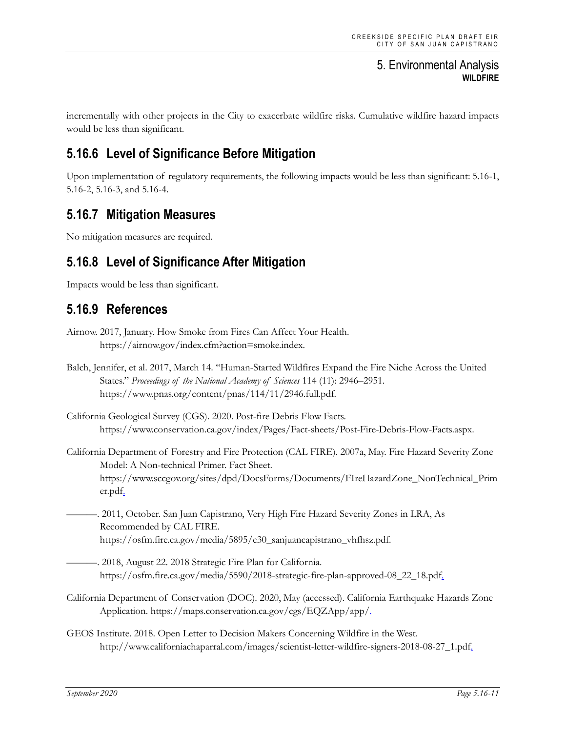incrementally with other projects in the City to exacerbate wildfire risks. Cumulative wildfire hazard impacts would be less than significant.

## 5.16.6 Level of Significance Before Mitigation

Upon implementation of regulatory requirements, the following impacts would be less than significant: 5.16-1, 5.16-2, 5.16-3, and 5.16-4.

## 5.16.7 Mitigation Measures

No mitigation measures are required.

## 5.16.8 Level of Significance After Mitigation

Impacts would be less than significant.

## 5.16.9 References

Airnow. 2017, January. How Smoke from Fires Can Affect Your Health. https://airnow.gov/index.cfm?action=smoke.index.

Balch, Jennifer, et al. 2017, March 14. "Human-Started Wildfires Expand the Fire Niche Across the United States." *Proceedings of the National Academy of Sciences* 114 (11): 2946–2951. https://www.pnas.org/content/pnas/114/11/2946.full.pdf.

California Geological Survey (CGS). 2020. Post-fire Debris Flow Facts. https://www.conservation.ca.gov/index/Pages/Fact-sheets/Post-Fire-Debris-Flow-Facts.aspx.

California Department of Forestry and Fire Protection (CAL FIRE). 2007a, May. Fire Hazard Severity Zone Model: A Non-technical Primer. Fact Sheet. https://www.sccgov.org/sites/dpd/DocsForms/Documents/FIreHazardZone_NonTechnical_Primer.pdf.

———. 2011, October. San Juan Capistrano, Very High Fire Hazard Severity Zones in LRA, As Recommended by CAL FIRE. https://osfm.fire.ca.gov/media/5895/c30_sanjuancapistrano_vhfhsz.pdf.

———. 2018, August 22. 2018 Strategic Fire Plan for California. https://osfm.fire.ca.gov/media/5590/2018-strategic-fire-plan-approved-08_22_18.pdf.

California Department of Conservation (DOC). 2020, May (accessed). California Earthquake Hazards Zone Application. https://maps.conservation.ca.gov/cgs/EQZApp/app/.

GEOS Institute. 2018. Open Letter to Decision Makers Concerning Wildfire in the West. http://www.californiachaparral.com/images/scientist-letter-wildfire-signers-2018-08-27_1.pdf.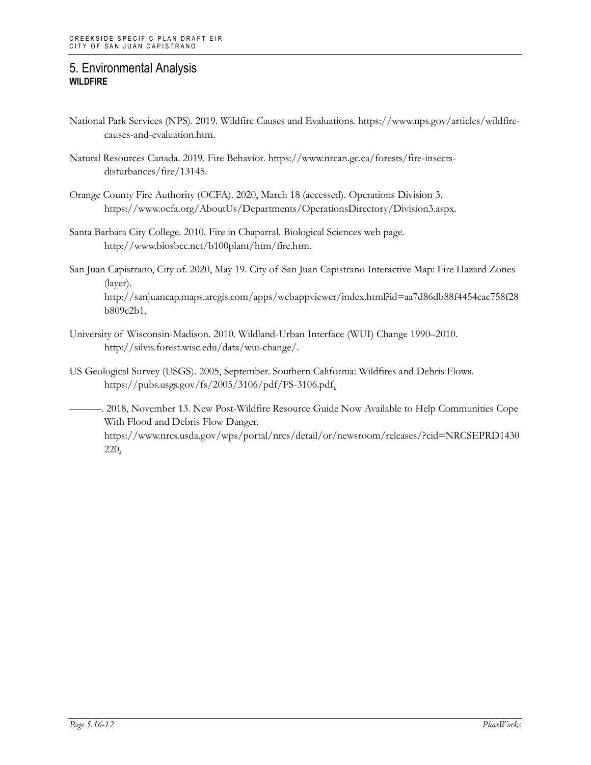National Park Services (NPS). 2019. Wildfire Causes and Evaluations. https://www.nps.gov/articles/wildfire-causes-and-evaluation.htm.

Natural Resources Canada. 2019. Fire Behavior. https://www.nrcan.gc.ca/forests/fire-insects-disturbances/fire/13145.

Orange County Fire Authority (OCFA). 2020, March 18 (accessed). Operations Division 3. https://www.ocfa.org/AboutUs/Departments/OperationsDirectory/Division3.aspx.

Santa Barbara City College. 2010. Fire in Chaparral. Biological Sciences web page. http://www.biosbcc.net/b100plant/htm/fire.htm.

San Juan Capistrano, City of. 2020, May 19. City of San Juan Capistrano Interactive Map: Fire Hazard Zones (layer). http://sanjuancap.maps.arcgis.com/apps/webappviewer/index.html?id=aa7d86db88f4454cac758f28b809c2b1.

University of Wisconsin-Madison. 2010. Wildland-Urban Interface (WUI) Change 1990–2010. http://silvis.forest.wisc.edu/data/wui-change/.

US Geological Survey (USGS). 2005, September. Southern California: Wildfires and Debris Flows. https://pubs.usgs.gov/fs/2005/3106/pdf/FS-3106.pdf.

———. 2018, November 13. New Post-Wildfire Resource Guide Now Available to Help Communities Cope With Flood and Debris Flow Danger. https://www.nrcs.usda.gov/wps/portal/nrcs/detail/or/newsroom/releases/?cid=NRCSEPRD1430220.